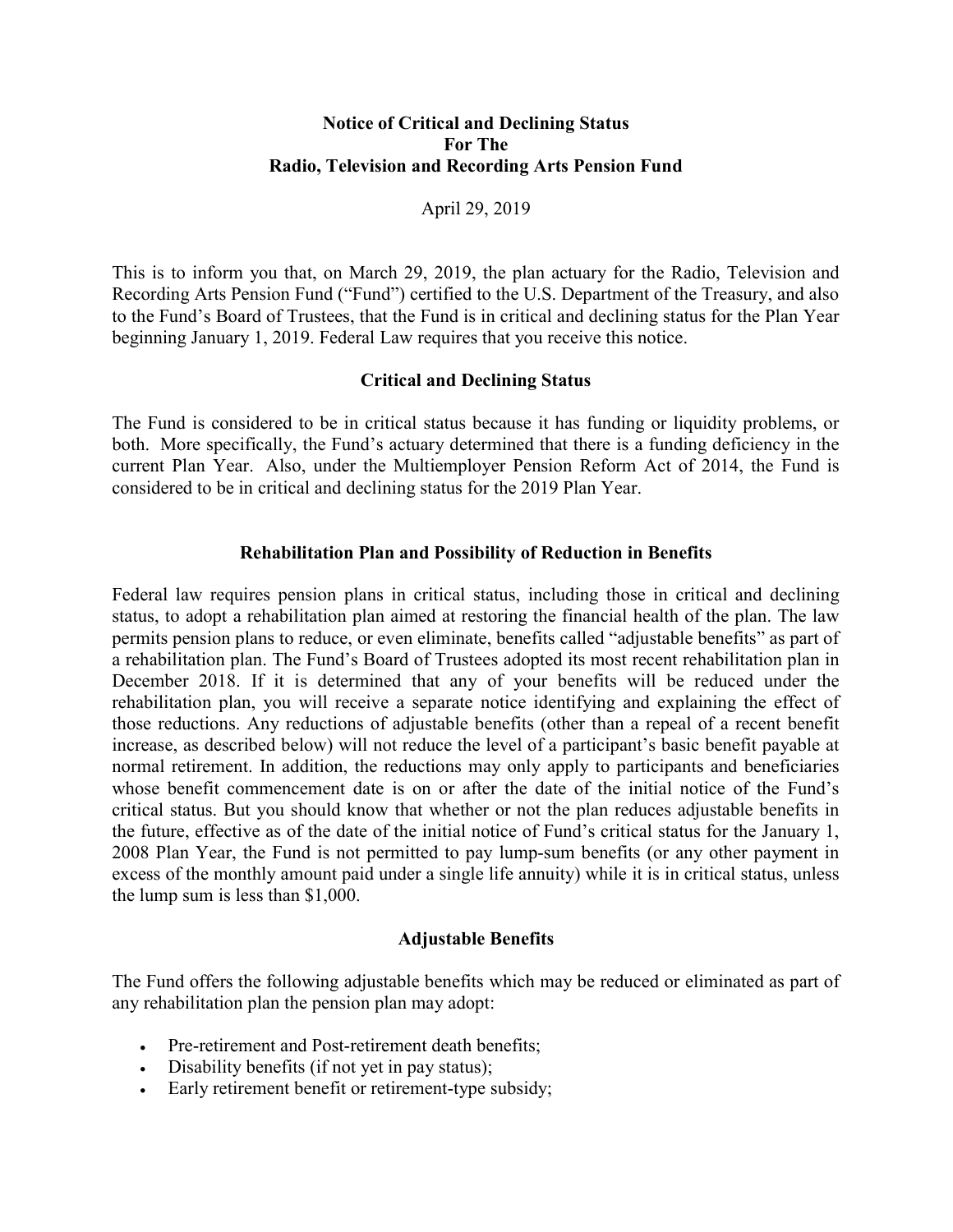**Notice of Critical and Declining Status**
**For The**
**Radio, Television and Recording Arts Pension Fund**

April 29, 2019

This is to inform you that, on March 29, 2019, the plan actuary for the Radio, Television and Recording Arts Pension Fund ("Fund") certified to the U.S. Department of the Treasury, and also to the Fund's Board of Trustees, that the Fund is in critical and declining status for the Plan Year beginning January 1, 2019. Federal Law requires that you receive this notice.

## Critical and Declining Status

The Fund is considered to be in critical status because it has funding or liquidity problems, or both. More specifically, the Fund's actuary determined that there is a funding deficiency in the current Plan Year. Also, under the Multiemployer Pension Reform Act of 2014, the Fund is considered to be in critical and declining status for the 2019 Plan Year.

## Rehabilitation Plan and Possibility of Reduction in Benefits

Federal law requires pension plans in critical status, including those in critical and declining status, to adopt a rehabilitation plan aimed at restoring the financial health of the plan. The law permits pension plans to reduce, or even eliminate, benefits called "adjustable benefits" as part of a rehabilitation plan. The Fund's Board of Trustees adopted its most recent rehabilitation plan in December 2018. If it is determined that any of your benefits will be reduced under the rehabilitation plan, you will receive a separate notice identifying and explaining the effect of those reductions. Any reductions of adjustable benefits (other than a repeal of a recent benefit increase, as described below) will not reduce the level of a participant's basic benefit payable at normal retirement. In addition, the reductions may only apply to participants and beneficiaries whose benefit commencement date is on or after the date of the initial notice of the Fund's critical status. But you should know that whether or not the plan reduces adjustable benefits in the future, effective as of the date of the initial notice of Fund's critical status for the January 1, 2008 Plan Year, the Fund is not permitted to pay lump-sum benefits (or any other payment in excess of the monthly amount paid under a single life annuity) while it is in critical status, unless the lump sum is less than $1,000.

## Adjustable Benefits

The Fund offers the following adjustable benefits which may be reduced or eliminated as part of any rehabilitation plan the pension plan may adopt:

- Pre-retirement and Post-retirement death benefits;
- Disability benefits (if not yet in pay status);
- Early retirement benefit or retirement-type subsidy;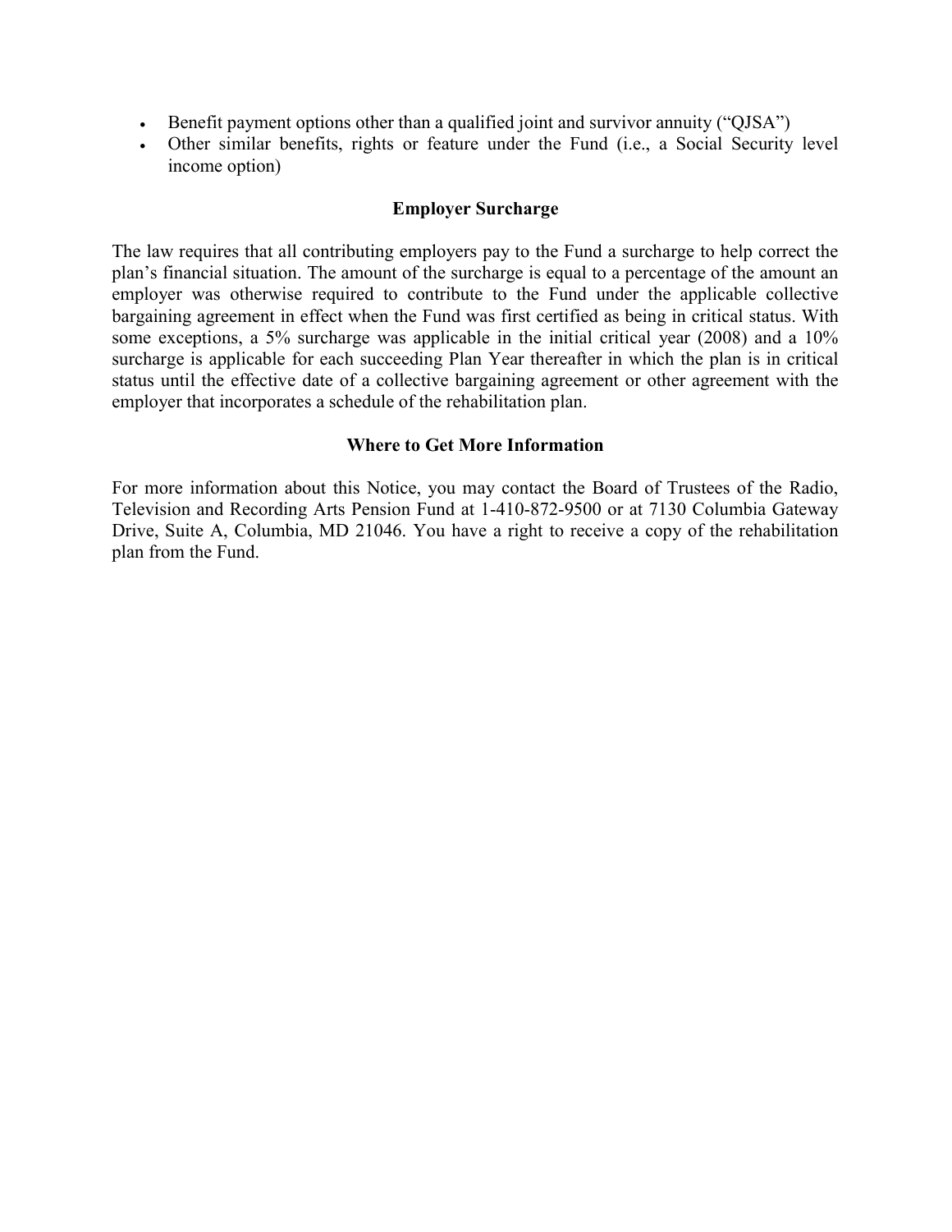- Benefit payment options other than a qualified joint and survivor annuity ("QJSA")
- Other similar benefits, rights or feature under the Fund (i.e., a Social Security level income option)

## Employer Surcharge

The law requires that all contributing employers pay to the Fund a surcharge to help correct the plan's financial situation. The amount of the surcharge is equal to a percentage of the amount an employer was otherwise required to contribute to the Fund under the applicable collective bargaining agreement in effect when the Fund was first certified as being in critical status. With some exceptions, a 5% surcharge was applicable in the initial critical year (2008) and a 10% surcharge is applicable for each succeeding Plan Year thereafter in which the plan is in critical status until the effective date of a collective bargaining agreement or other agreement with the employer that incorporates a schedule of the rehabilitation plan.

## Where to Get More Information

For more information about this Notice, you may contact the Board of Trustees of the Radio, Television and Recording Arts Pension Fund at 1-410-872-9500 or at 7130 Columbia Gateway Drive, Suite A, Columbia, MD 21046. You have a right to receive a copy of the rehabilitation plan from the Fund.